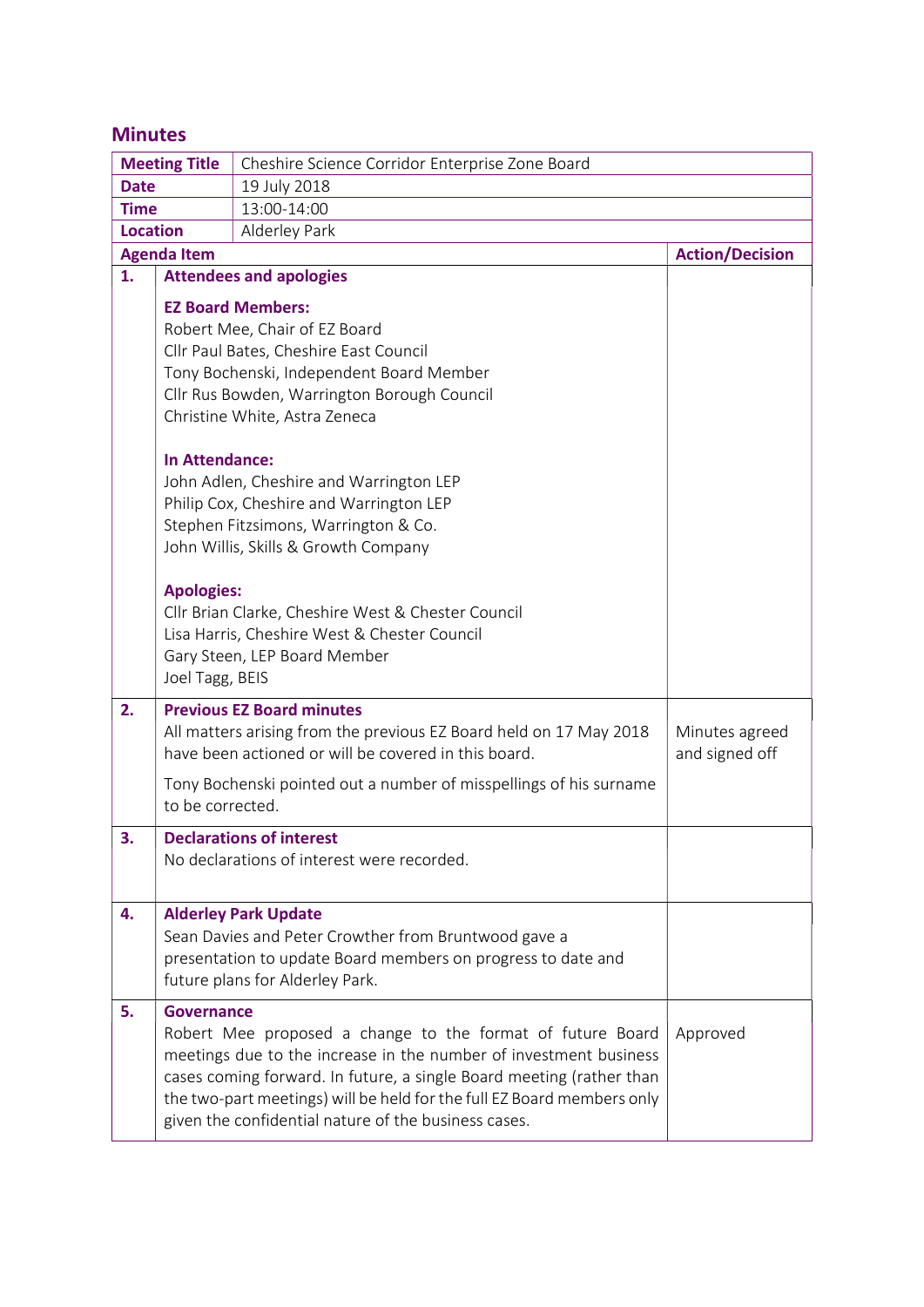## Minutes

| | |
|---|---|
| **Meeting Title** | Cheshire Science Corridor Enterprise Zone Board |
| **Date** | 19 July 2018 |
| **Time** | 13:00-14:00 |
| **Location** | Alderley Park |

| | Agenda Item | Action/Decision |
|---|---|---|
| **1.** | **Attendees and apologies**<br><br>**EZ Board Members:**<br>Robert Mee, Chair of EZ Board<br>Cllr Paul Bates, Cheshire East Council<br>Tony Bochenski, Independent Board Member<br>Cllr Rus Bowden, Warrington Borough Council<br>Christine White, Astra Zeneca<br><br>**In Attendance:**<br>John Adlen, Cheshire and Warrington LEP<br>Philip Cox, Cheshire and Warrington LEP<br>Stephen Fitzsimons, Warrington & Co.<br>John Willis, Skills & Growth Company<br><br>**Apologies:**<br>Cllr Brian Clarke, Cheshire West & Chester Council<br>Lisa Harris, Cheshire West & Chester Council<br>Gary Steen, LEP Board Member<br>Joel Tagg, BEIS | |
| **2.** | **Previous EZ Board minutes**<br>All matters arising from the previous EZ Board held on 17 May 2018 have been actioned or will be covered in this board.<br><br>Tony Bochenski pointed out a number of misspellings of his surname to be corrected. | Minutes agreed and signed off |
| **3.** | **Declarations of interest**<br>No declarations of interest were recorded. | |
| **4.** | **Alderley Park Update**<br>Sean Davies and Peter Crowther from Bruntwood gave a presentation to update Board members on progress to date and future plans for Alderley Park. | |
| **5.** | **Governance**<br>Robert Mee proposed a change to the format of future Board meetings due to the increase in the number of investment business cases coming forward. In future, a single Board meeting (rather than the two-part meetings) will be held for the full EZ Board members only given the confidential nature of the business cases. | Approved |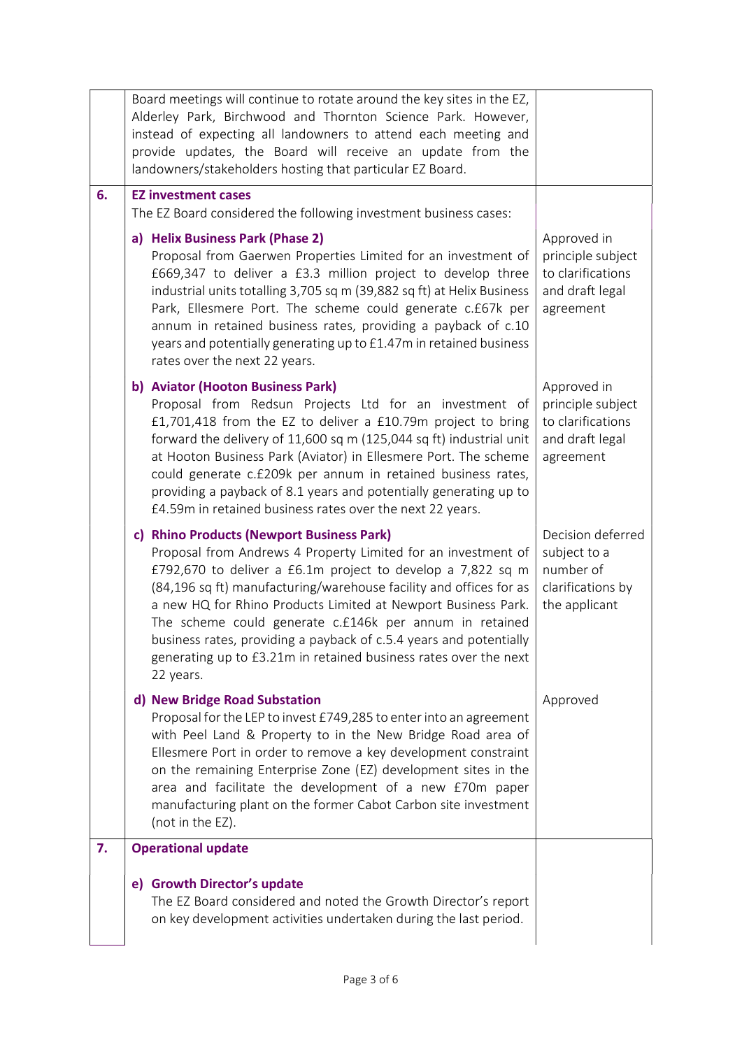| | | |
|---|---|---|
| | Board meetings will continue to rotate around the key sites in the EZ, Alderley Park, Birchwood and Thornton Science Park. However, instead of expecting all landowners to attend each meeting and provide updates, the Board will receive an update from the landowners/stakeholders hosting that particular EZ Board. | |
| **6.** | **EZ investment cases**<br>The EZ Board considered the following investment business cases: | |
| | **a) Helix Business Park (Phase 2)**<br>Proposal from Gaerwen Properties Limited for an investment of £669,347 to deliver a £3.3 million project to develop three industrial units totalling 3,705 sq m (39,882 sq ft) at Helix Business Park, Ellesmere Port. The scheme could generate c.£67k per annum in retained business rates, providing a payback of c.10 years and potentially generating up to £1.47m in retained business rates over the next 22 years. | Approved in principle subject to clarifications and draft legal agreement |
| | **b) Aviator (Hooton Business Park)**<br>Proposal from Redsun Projects Ltd for an investment of £1,701,418 from the EZ to deliver a £10.79m project to bring forward the delivery of 11,600 sq m (125,044 sq ft) industrial unit at Hooton Business Park (Aviator) in Ellesmere Port. The scheme could generate c.£209k per annum in retained business rates, providing a payback of 8.1 years and potentially generating up to £4.59m in retained business rates over the next 22 years. | Approved in principle subject to clarifications and draft legal agreement |
| | **c) Rhino Products (Newport Business Park)**<br>Proposal from Andrews 4 Property Limited for an investment of £792,670 to deliver a £6.1m project to develop a 7,822 sq m (84,196 sq ft) manufacturing/warehouse facility and offices for as a new HQ for Rhino Products Limited at Newport Business Park. The scheme could generate c.£146k per annum in retained business rates, providing a payback of c.5.4 years and potentially generating up to £3.21m in retained business rates over the next 22 years. | Decision deferred subject to a number of clarifications by the applicant |
| | **d) New Bridge Road Substation**<br>Proposal for the LEP to invest £749,285 to enter into an agreement with Peel Land & Property to in the New Bridge Road area of Ellesmere Port in order to remove a key development constraint on the remaining Enterprise Zone (EZ) development sites in the area and facilitate the development of a new £70m paper manufacturing plant on the former Cabot Carbon site investment (not in the EZ). | Approved |
| **7.** | **Operational update** | |
| | **e) Growth Director's update**<br>The EZ Board considered and noted the Growth Director's report on key development activities undertaken during the last period. | |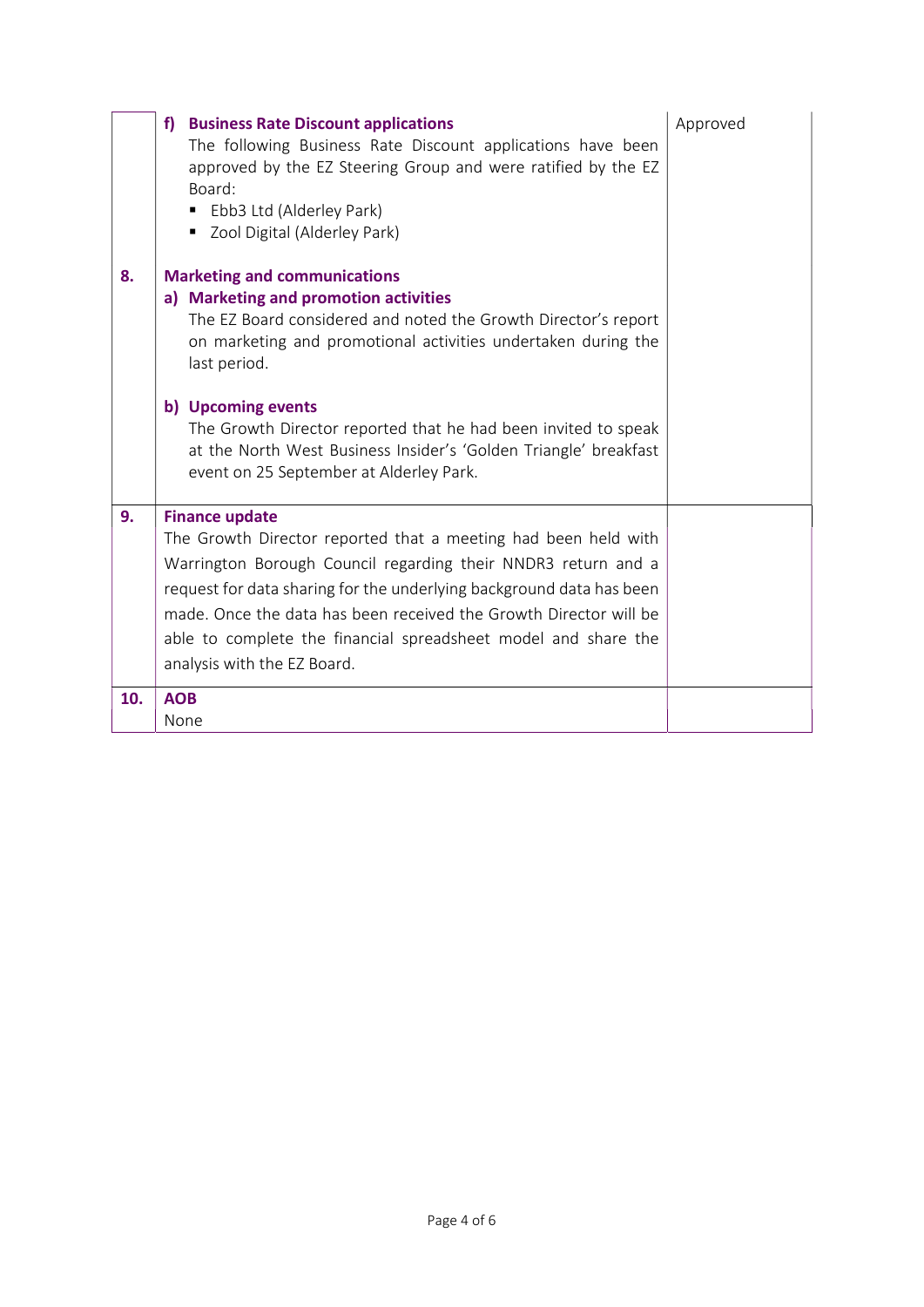| | | |
|---|---|---|
| | **f) Business Rate Discount applications**<br>The following Business Rate Discount applications have been approved by the EZ Steering Group and were ratified by the EZ Board:<br>▪ Ebb3 Ltd (Alderley Park)<br>▪ Zool Digital (Alderley Park) | Approved |
| **8.** | **Marketing and communications**<br>**a) Marketing and promotion activities**<br>The EZ Board considered and noted the Growth Director's report on marketing and promotional activities undertaken during the last period.<br><br>**b) Upcoming events**<br>The Growth Director reported that he had been invited to speak at the North West Business Insider's 'Golden Triangle' breakfast event on 25 September at Alderley Park. | |
| **9.** | **Finance update**<br>The Growth Director reported that a meeting had been held with Warrington Borough Council regarding their NNDR3 return and a request for data sharing for the underlying background data has been made. Once the data has been received the Growth Director will be able to complete the financial spreadsheet model and share the analysis with the EZ Board. | |
| **10.** | **AOB**<br>None | |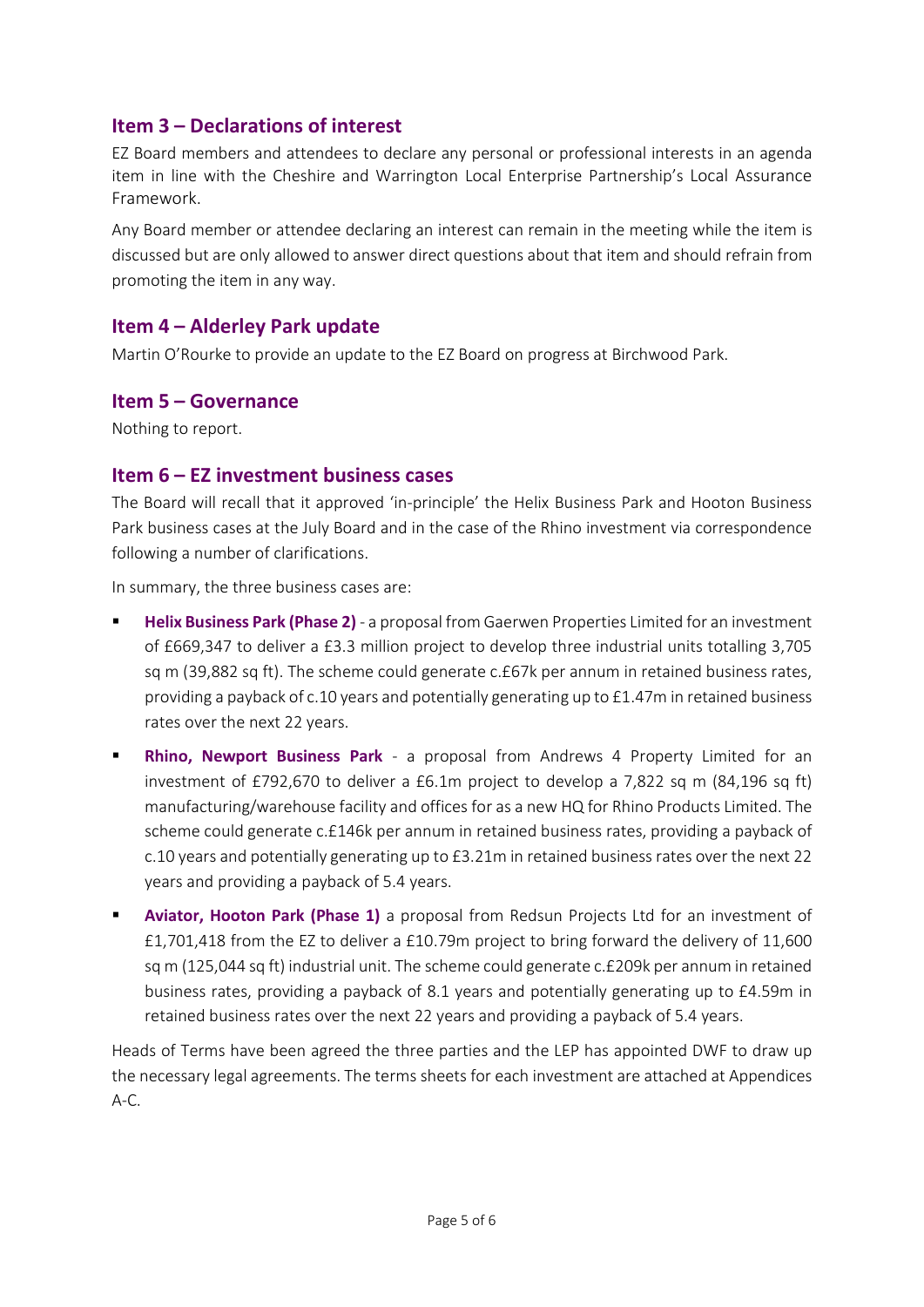## Item 3 – Declarations of interest

EZ Board members and attendees to declare any personal or professional interests in an agenda item in line with the Cheshire and Warrington Local Enterprise Partnership's Local Assurance Framework.

Any Board member or attendee declaring an interest can remain in the meeting while the item is discussed but are only allowed to answer direct questions about that item and should refrain from promoting the item in any way.

## Item 4 – Alderley Park update

Martin O'Rourke to provide an update to the EZ Board on progress at Birchwood Park.

## Item 5 – Governance

Nothing to report.

## Item 6 – EZ investment business cases

The Board will recall that it approved 'in-principle' the Helix Business Park and Hooton Business Park business cases at the July Board and in the case of the Rhino investment via correspondence following a number of clarifications.

In summary, the three business cases are:

- **Helix Business Park (Phase 2)** - a proposal from Gaerwen Properties Limited for an investment of £669,347 to deliver a £3.3 million project to develop three industrial units totalling 3,705 sq m (39,882 sq ft). The scheme could generate c.£67k per annum in retained business rates, providing a payback of c.10 years and potentially generating up to £1.47m in retained business rates over the next 22 years.
- **Rhino, Newport Business Park** - a proposal from Andrews 4 Property Limited for an investment of £792,670 to deliver a £6.1m project to develop a 7,822 sq m (84,196 sq ft) manufacturing/warehouse facility and offices for as a new HQ for Rhino Products Limited. The scheme could generate c.£146k per annum in retained business rates, providing a payback of c.10 years and potentially generating up to £3.21m in retained business rates over the next 22 years and providing a payback of 5.4 years.
- **Aviator, Hooton Park (Phase 1)** a proposal from Redsun Projects Ltd for an investment of £1,701,418 from the EZ to deliver a £10.79m project to bring forward the delivery of 11,600 sq m (125,044 sq ft) industrial unit. The scheme could generate c.£209k per annum in retained business rates, providing a payback of 8.1 years and potentially generating up to £4.59m in retained business rates over the next 22 years and providing a payback of 5.4 years.

Heads of Terms have been agreed the three parties and the LEP has appointed DWF to draw up the necessary legal agreements. The terms sheets for each investment are attached at Appendices A-C.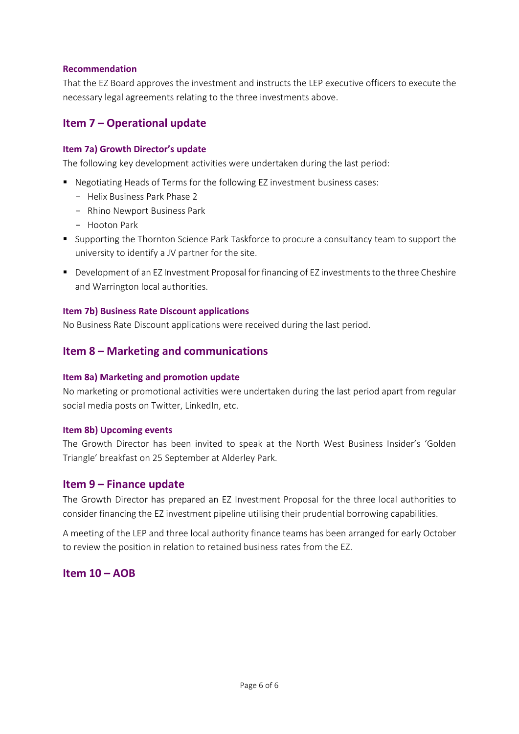#### Recommendation

That the EZ Board approves the investment and instructs the LEP executive officers to execute the necessary legal agreements relating to the three investments above.

## Item 7 – Operational update

#### Item 7a) Growth Director's update

The following key development activities were undertaken during the last period:

- Negotiating Heads of Terms for the following EZ investment business cases:
  - Helix Business Park Phase 2
  - Rhino Newport Business Park
  - Hooton Park
- Supporting the Thornton Science Park Taskforce to procure a consultancy team to support the university to identify a JV partner for the site.
- Development of an EZ Investment Proposal for financing of EZ investments to the three Cheshire and Warrington local authorities.

#### Item 7b) Business Rate Discount applications

No Business Rate Discount applications were received during the last period.

## Item 8 – Marketing and communications

#### Item 8a) Marketing and promotion update

No marketing or promotional activities were undertaken during the last period apart from regular social media posts on Twitter, LinkedIn, etc.

#### Item 8b) Upcoming events

The Growth Director has been invited to speak at the North West Business Insider's 'Golden Triangle' breakfast on 25 September at Alderley Park.

## Item 9 – Finance update

The Growth Director has prepared an EZ Investment Proposal for the three local authorities to consider financing the EZ investment pipeline utilising their prudential borrowing capabilities.

A meeting of the LEP and three local authority finance teams has been arranged for early October to review the position in relation to retained business rates from the EZ.

## Item 10 – AOB